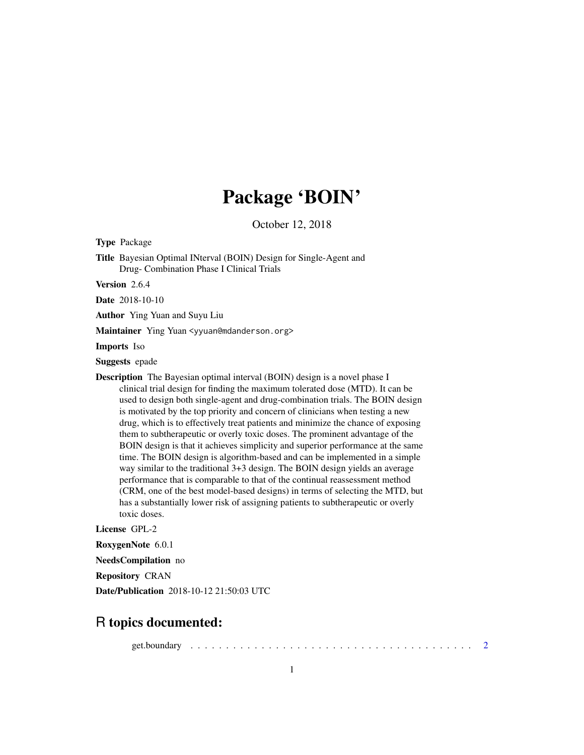# Package 'BOIN'

October 12, 2018

**Type** Package

**Title** Bayesian Optimal INterval (BOIN) Design for Single-Agent and Drug- Combination Phase I Clinical Trials

**Version** 2.6.4

**Date** 2018-10-10

**Author** Ying Yuan and Suyu Liu

**Maintainer** Ying Yuan <yyuan@mdanderson.org>

**Imports** Iso

**Suggests** epade

**Description** The Bayesian optimal interval (BOIN) design is a novel phase I clinical trial design for finding the maximum tolerated dose (MTD). It can be used to design both single-agent and drug-combination trials. The BOIN design is motivated by the top priority and concern of clinicians when testing a new drug, which is to effectively treat patients and minimize the chance of exposing them to subtherapeutic or overly toxic doses. The prominent advantage of the BOIN design is that it achieves simplicity and superior performance at the same time. The BOIN design is algorithm-based and can be implemented in a simple way similar to the traditional 3+3 design. The BOIN design yields an average performance that is comparable to that of the continual reassessment method (CRM, one of the best model-based designs) in terms of selecting the MTD, but has a substantially lower risk of assigning patients to subtherapeutic or overly toxic doses.

**License** GPL-2

**RoxygenNote** 6.0.1

**NeedsCompilation** no

**Repository** CRAN

**Date/Publication** 2018-10-12 21:50:03 UTC

## R topics documented:

get.boundary . . . . . . . . . . . . . . . . . . . . . . . . . . . . . . . . . . . . . . . . 2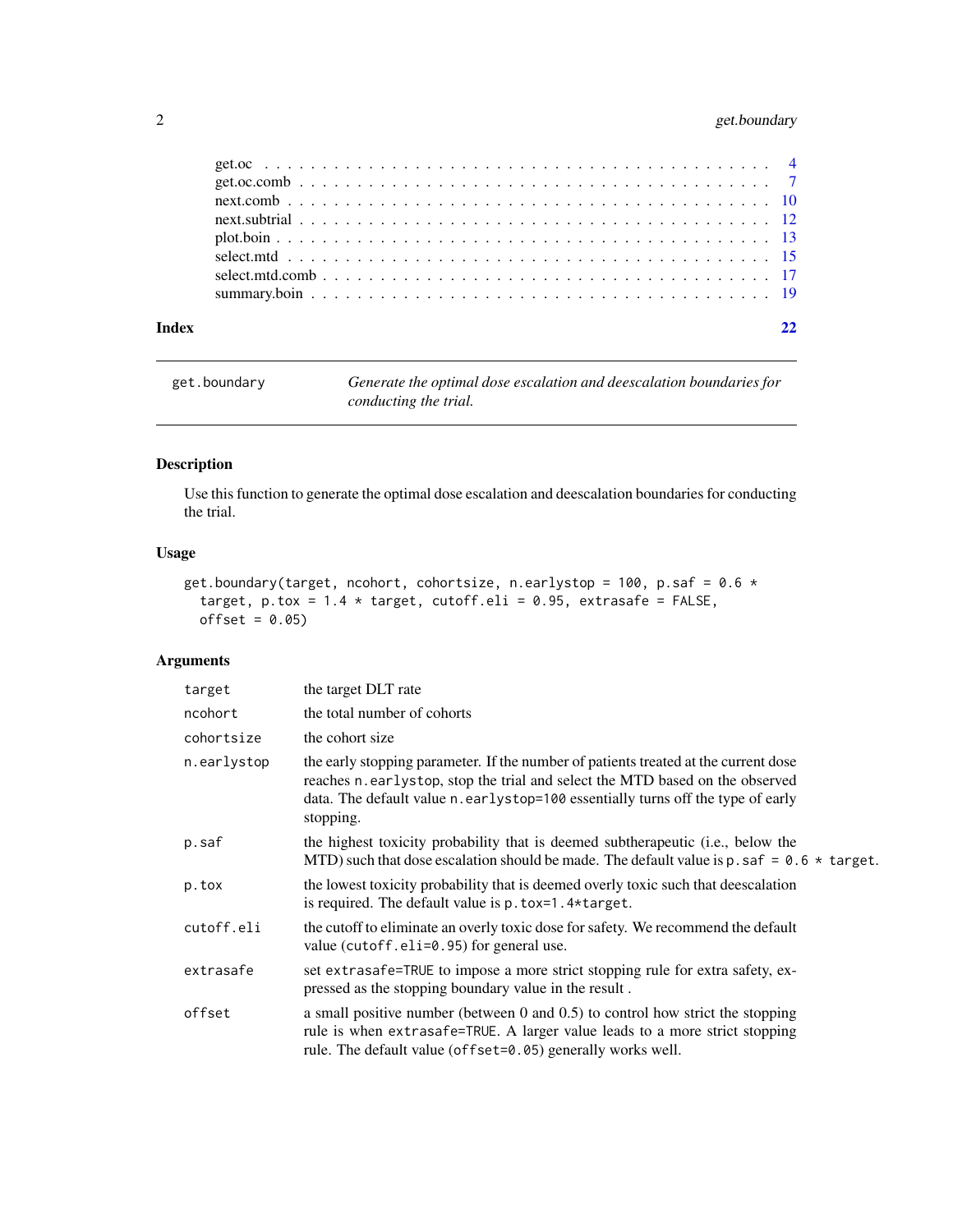get.oc . . . . . . . . . . . . . . . . . . . . . . . . . . . . . . . . . . . . . . . . . 4
get.oc.comb . . . . . . . . . . . . . . . . . . . . . . . . . . . . . . . . . . . . . . 7
next.comb . . . . . . . . . . . . . . . . . . . . . . . . . . . . . . . . . . . . . . . 10
next.subtrial . . . . . . . . . . . . . . . . . . . . . . . . . . . . . . . . . . . . . 12
plot.boin . . . . . . . . . . . . . . . . . . . . . . . . . . . . . . . . . . . . . . . 13
select.mtd . . . . . . . . . . . . . . . . . . . . . . . . . . . . . . . . . . . . . . 15
select.mtd.comb . . . . . . . . . . . . . . . . . . . . . . . . . . . . . . . . . . . 17
summary.boin . . . . . . . . . . . . . . . . . . . . . . . . . . . . . . . . . . . . . 19

**Index** **22**

---

`get.boundary` *Generate the optimal dose escalation and deescalation boundaries for conducting the trial.*

---

## Description

Use this function to generate the optimal dose escalation and deescalation boundaries for conducting the trial.

## Usage

```
get.boundary(target, ncohort, cohortsize, n.earlystop = 100, p.saf = 0.6 *
  target, p.tox = 1.4 * target, cutoff.eli = 0.95, extrasafe = FALSE,
  offset = 0.05)
```

## Arguments

| | |
|---|---|
| `target` | the target DLT rate |
| `ncohort` | the total number of cohorts |
| `cohortsize` | the cohort size |
| `n.earlystop` | the early stopping parameter. If the number of patients treated at the current dose reaches `n.earlystop`, stop the trial and select the MTD based on the observed data. The default value `n.earlystop=100` essentially turns off the type of early stopping. |
| `p.saf` | the highest toxicity probability that is deemed subtherapeutic (i.e., below the MTD) such that dose escalation should be made. The default value is `p.saf = 0.6 * target`. |
| `p.tox` | the lowest toxicity probability that is deemed overly toxic such that deescalation is required. The default value is `p.tox=1.4*target`. |
| `cutoff.eli` | the cutoff to eliminate an overly toxic dose for safety. We recommend the default value (`cutoff.eli=0.95`) for general use. |
| `extrasafe` | set `extrasafe=TRUE` to impose a more strict stopping rule for extra safety, expressed as the stopping boundary value in the result . |
| `offset` | a small positive number (between 0 and 0.5) to control how strict the stopping rule is when `extrasafe=TRUE`. A larger value leads to a more strict stopping rule. The default value (`offset=0.05`) generally works well. |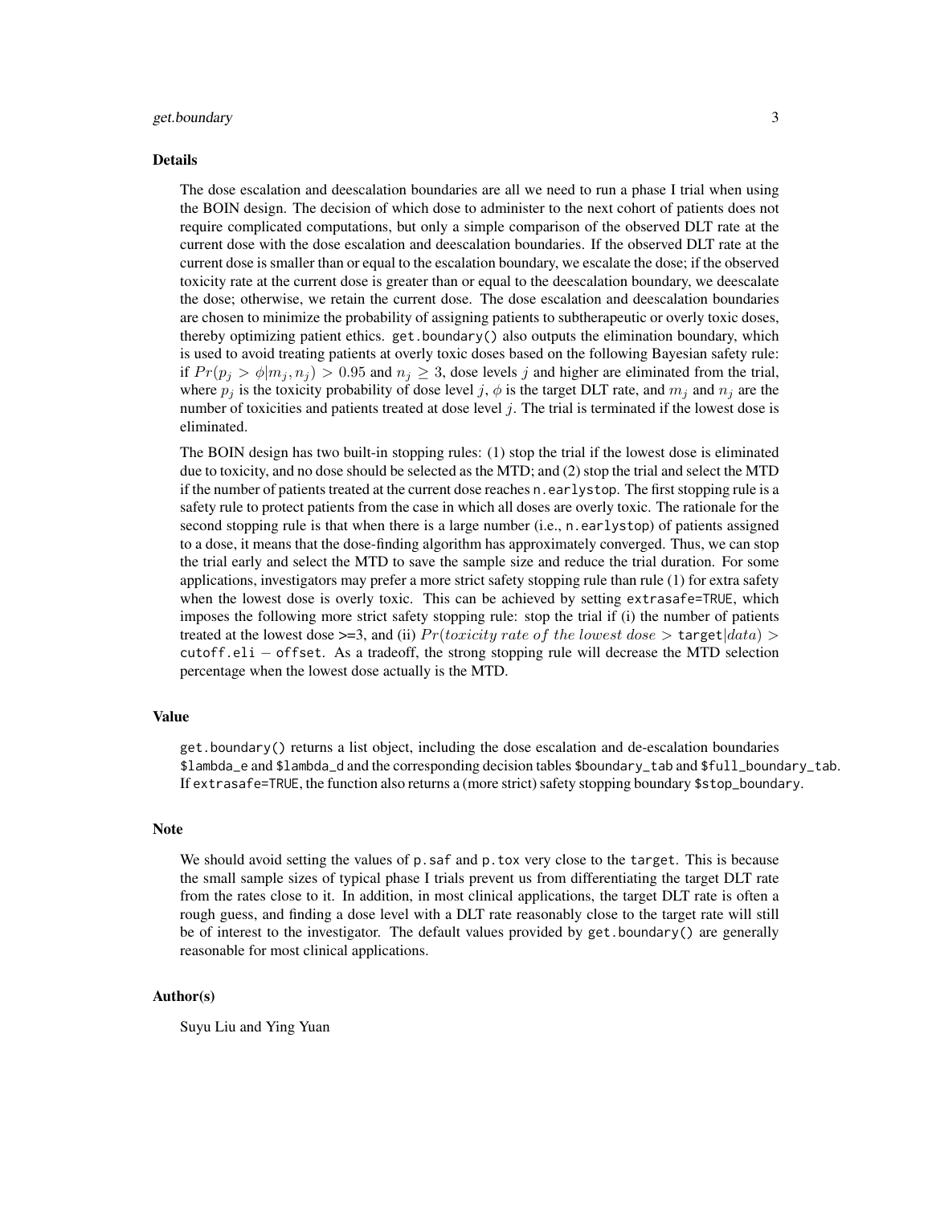### Details

The dose escalation and deescalation boundaries are all we need to run a phase I trial when using the BOIN design. The decision of which dose to administer to the next cohort of patients does not require complicated computations, but only a simple comparison of the observed DLT rate at the current dose with the dose escalation and deescalation boundaries. If the observed DLT rate at the current dose is smaller than or equal to the escalation boundary, we escalate the dose; if the observed toxicity rate at the current dose is greater than or equal to the deescalation boundary, we deescalate the dose; otherwise, we retain the current dose. The dose escalation and deescalation boundaries are chosen to minimize the probability of assigning patients to subtherapeutic or overly toxic doses, thereby optimizing patient ethics. `get.boundary()` also outputs the elimination boundary, which is used to avoid treating patients at overly toxic doses based on the following Bayesian safety rule: if $Pr(p_j > \phi | m_j, n_j) > 0.95$ and $n_j \geq 3$, dose levels $j$ and higher are eliminated from the trial, where $p_j$ is the toxicity probability of dose level $j$, $\phi$ is the target DLT rate, and $m_j$ and $n_j$ are the number of toxicities and patients treated at dose level $j$. The trial is terminated if the lowest dose is eliminated.

The BOIN design has two built-in stopping rules: (1) stop the trial if the lowest dose is eliminated due to toxicity, and no dose should be selected as the MTD; and (2) stop the trial and select the MTD if the number of patients treated at the current dose reaches `n.earlystop`. The first stopping rule is a safety rule to protect patients from the case in which all doses are overly toxic. The rationale for the second stopping rule is that when there is a large number (i.e., `n.earlystop`) of patients assigned to a dose, it means that the dose-finding algorithm has approximately converged. Thus, we can stop the trial early and select the MTD to save the sample size and reduce the trial duration. For some applications, investigators may prefer a more strict safety stopping rule than rule (1) for extra safety when the lowest dose is overly toxic. This can be achieved by setting `extrasafe=TRUE`, which imposes the following more strict safety stopping rule: stop the trial if (i) the number of patients treated at the lowest dose >=3, and (ii) $Pr(toxicity\ rate\ of\ the\ lowest\ dose > \texttt{target} | data) >$ `cutoff.eli` $-$ `offset`. As a tradeoff, the strong stopping rule will decrease the MTD selection percentage when the lowest dose actually is the MTD.

### Value

`get.boundary()` returns a list object, including the dose escalation and de-escalation boundaries `$lambda_e` and `$lambda_d` and the corresponding decision tables `$boundary_tab` and `$full_boundary_tab`. If `extrasafe=TRUE`, the function also returns a (more strict) safety stopping boundary `$stop_boundary`.

### Note

We should avoid setting the values of `p.saf` and `p.tox` very close to the `target`. This is because the small sample sizes of typical phase I trials prevent us from differentiating the target DLT rate from the rates close to it. In addition, in most clinical applications, the target DLT rate is often a rough guess, and finding a dose level with a DLT rate reasonably close to the target rate will still be of interest to the investigator. The default values provided by `get.boundary()` are generally reasonable for most clinical applications.

### Author(s)

Suyu Liu and Ying Yuan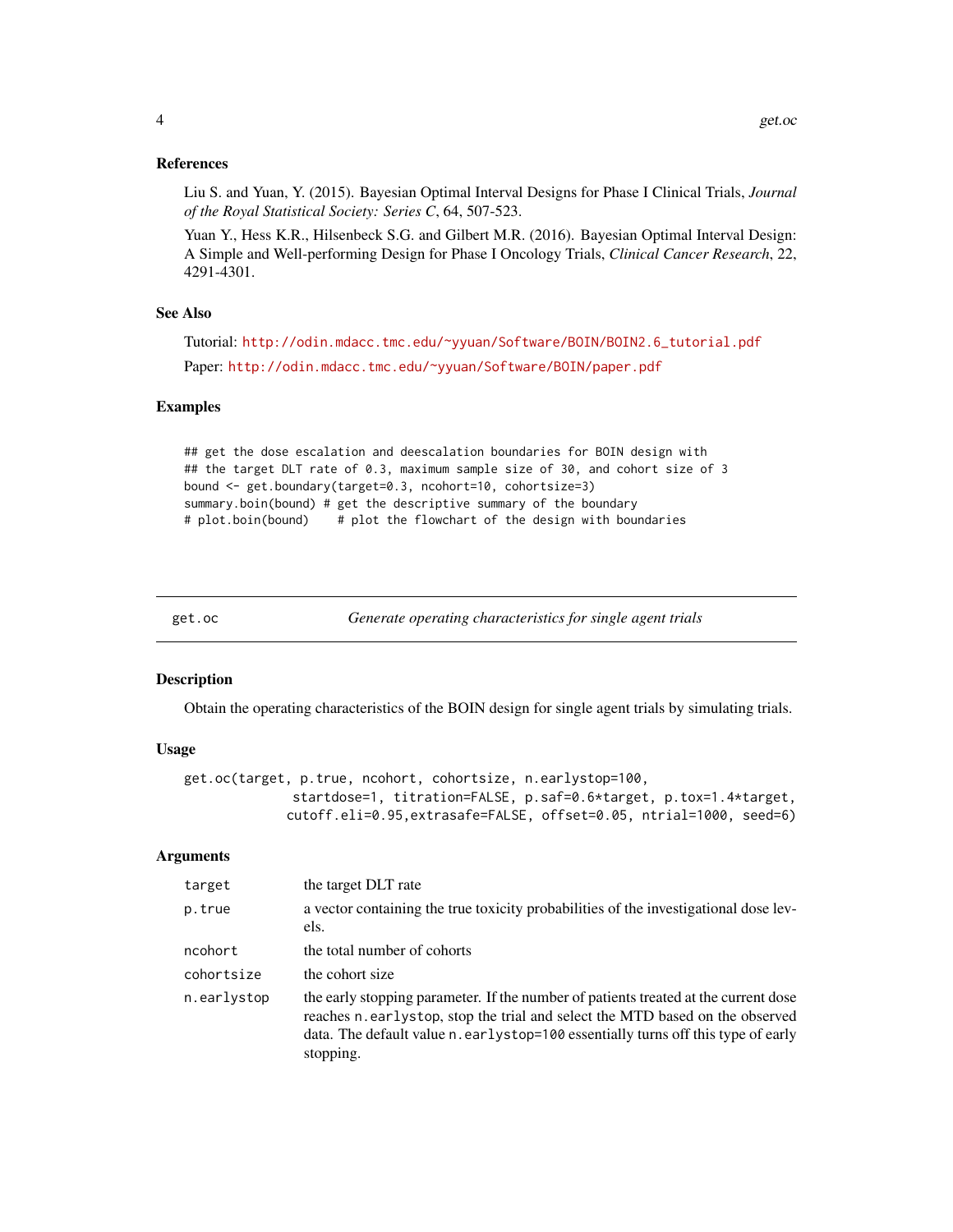### References

Liu S. and Yuan, Y. (2015). Bayesian Optimal Interval Designs for Phase I Clinical Trials, *Journal of the Royal Statistical Society: Series C*, 64, 507-523.

Yuan Y., Hess K.R., Hilsenbeck S.G. and Gilbert M.R. (2016). Bayesian Optimal Interval Design: A Simple and Well-performing Design for Phase I Oncology Trials, *Clinical Cancer Research*, 22, 4291-4301.

### See Also

Tutorial: http://odin.mdacc.tmc.edu/~yyuan/Software/BOIN/BOIN2.6_tutorial.pdf

Paper: http://odin.mdacc.tmc.edu/~yyuan/Software/BOIN/paper.pdf

### Examples

```
## get the dose escalation and deescalation boundaries for BOIN design with
## the target DLT rate of 0.3, maximum sample size of 30, and cohort size of 3
bound <- get.boundary(target=0.3, ncohort=10, cohortsize=3)
summary.boin(bound) # get the descriptive summary of the boundary
# plot.boin(bound)    # plot the flowchart of the design with boundaries
```

---

## get.oc — *Generate operating characteristics for single agent trials*

### Description

Obtain the operating characteristics of the BOIN design for single agent trials by simulating trials.

### Usage

```
get.oc(target, p.true, ncohort, cohortsize, n.earlystop=100,
              startdose=1, titration=FALSE, p.saf=0.6*target, p.tox=1.4*target,
             cutoff.eli=0.95,extrasafe=FALSE, offset=0.05, ntrial=1000, seed=6)
```

### Arguments

| | |
|---|---|
| target | the target DLT rate |
| p.true | a vector containing the true toxicity probabilities of the investigational dose levels. |
| ncohort | the total number of cohorts |
| cohortsize | the cohort size |
| n.earlystop | the early stopping parameter. If the number of patients treated at the current dose reaches n.earlystop, stop the trial and select the MTD based on the observed data. The default value n.earlystop=100 essentially turns off this type of early stopping. |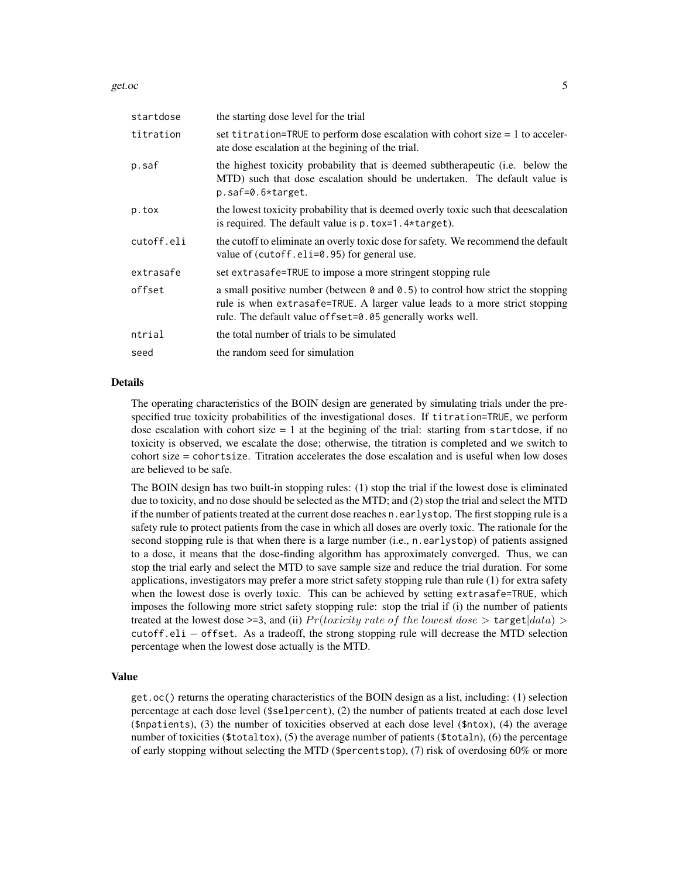| | |
|---|---|
| startdose | the starting dose level for the trial |
| titration | set titration=TRUE to perform dose escalation with cohort size = 1 to accelerate dose escalation at the begining of the trial. |
| p.saf | the highest toxicity probability that is deemed subtherapeutic (i.e. below the MTD) such that dose escalation should be undertaken. The default value is p.saf=0.6*target. |
| p.tox | the lowest toxicity probability that is deemed overly toxic such that deescalation is required. The default value is p.tox=1.4*target). |
| cutoff.eli | the cutoff to eliminate an overly toxic dose for safety. We recommend the default value of (cutoff.eli=0.95) for general use. |
| extrasafe | set extrasafe=TRUE to impose a more stringent stopping rule |
| offset | a small positive number (between 0 and 0.5) to control how strict the stopping rule is when extrasafe=TRUE. A larger value leads to a more strict stopping rule. The default value offset=0.05 generally works well. |
| ntrial | the total number of trials to be simulated |
| seed | the random seed for simulation |

## Details

The operating characteristics of the BOIN design are generated by simulating trials under the prespecified true toxicity probabilities of the investigational doses. If titration=TRUE, we perform dose escalation with cohort size = 1 at the begining of the trial: starting from startdose, if no toxicity is observed, we escalate the dose; otherwise, the titration is completed and we switch to cohort size = cohortsize. Titration accelerates the dose escalation and is useful when low doses are believed to be safe.

The BOIN design has two built-in stopping rules: (1) stop the trial if the lowest dose is eliminated due to toxicity, and no dose should be selected as the MTD; and (2) stop the trial and select the MTD if the number of patients treated at the current dose reaches n.earlystop. The first stopping rule is a safety rule to protect patients from the case in which all doses are overly toxic. The rationale for the second stopping rule is that when there is a large number (i.e., n.earlystop) of patients assigned to a dose, it means that the dose-finding algorithm has approximately converged. Thus, we can stop the trial early and select the MTD to save sample size and reduce the trial duration. For some applications, investigators may prefer a more strict safety stopping rule than rule (1) for extra safety when the lowest dose is overly toxic. This can be achieved by setting extrasafe=TRUE, which imposes the following more strict safety stopping rule: stop the trial if (i) the number of patients treated at the lowest dose >=3, and (ii) $Pr(toxicity\ rate\ of\ the\ lowest\ dose > \texttt{target}|data) > \texttt{cutoff.eli} - \texttt{offset}$. As a tradeoff, the strong stopping rule will decrease the MTD selection percentage when the lowest dose actually is the MTD.

## Value

get.oc() returns the operating characteristics of the BOIN design as a list, including: (1) selection percentage at each dose level ($selpercent), (2) the number of patients treated at each dose level ($npatients), (3) the number of toxicities observed at each dose level ($ntox), (4) the average number of toxicities ($totaltox), (5) the average number of patients ($totaln), (6) the percentage of early stopping without selecting the MTD ($percentstop), (7) risk of overdosing 60% or more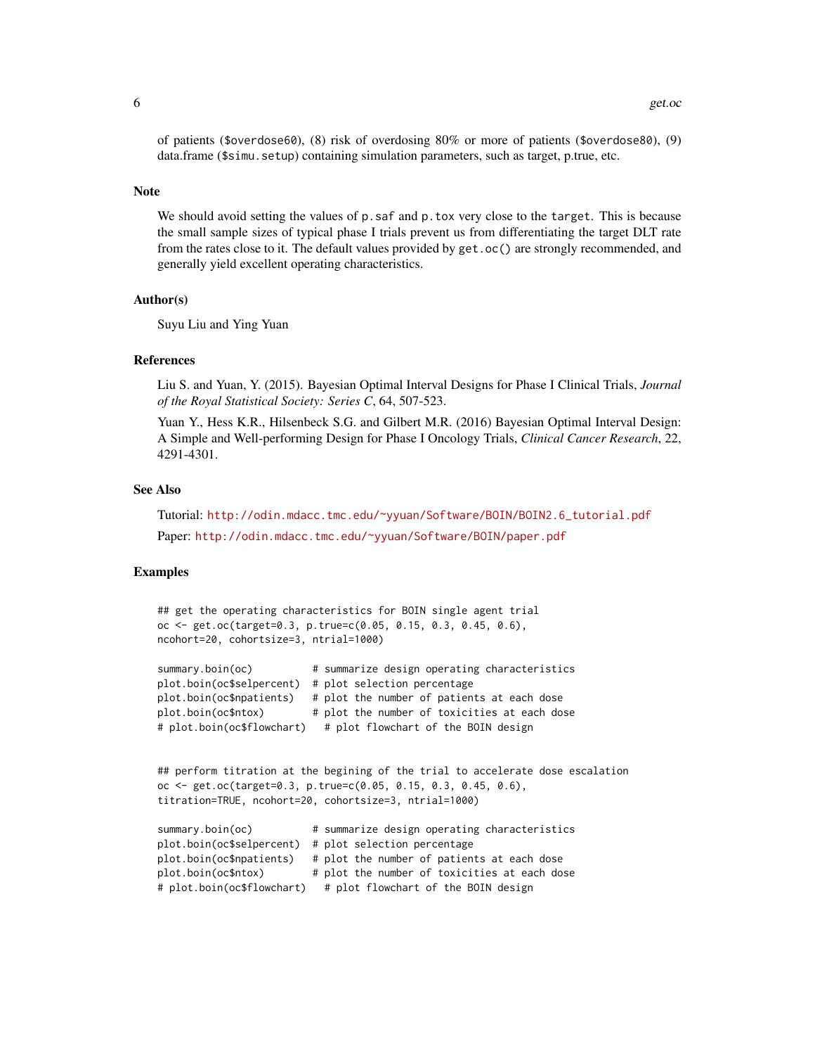of patients (`$overdose60`), (8) risk of overdosing 80% or more of patients (`$overdose80`), (9) data.frame (`$simu.setup`) containing simulation parameters, such as target, p.true, etc.

## Note

We should avoid setting the values of `p.saf` and `p.tox` very close to the `target`. This is because the small sample sizes of typical phase I trials prevent us from differentiating the target DLT rate from the rates close to it. The default values provided by `get.oc()` are strongly recommended, and generally yield excellent operating characteristics.

## Author(s)

Suyu Liu and Ying Yuan

## References

Liu S. and Yuan, Y. (2015). Bayesian Optimal Interval Designs for Phase I Clinical Trials, *Journal of the Royal Statistical Society: Series C*, 64, 507-523.

Yuan Y., Hess K.R., Hilsenbeck S.G. and Gilbert M.R. (2016) Bayesian Optimal Interval Design: A Simple and Well-performing Design for Phase I Oncology Trials, *Clinical Cancer Research*, 22, 4291-4301.

## See Also

Tutorial: http://odin.mdacc.tmc.edu/~yyuan/Software/BOIN/BOIN2.6_tutorial.pdf

Paper: http://odin.mdacc.tmc.edu/~yyuan/Software/BOIN/paper.pdf

## Examples

```
## get the operating characteristics for BOIN single agent trial
oc <- get.oc(target=0.3, p.true=c(0.05, 0.15, 0.3, 0.45, 0.6),
ncohort=20, cohortsize=3, ntrial=1000)

summary.boin(oc)          # summarize design operating characteristics
plot.boin(oc$selpercent)  # plot selection percentage
plot.boin(oc$npatients)   # plot the number of patients at each dose
plot.boin(oc$ntox)        # plot the number of toxicities at each dose
# plot.boin(oc$flowchart)   # plot flowchart of the BOIN design


## perform titration at the begining of the trial to accelerate dose escalation
oc <- get.oc(target=0.3, p.true=c(0.05, 0.15, 0.3, 0.45, 0.6),
titration=TRUE, ncohort=20, cohortsize=3, ntrial=1000)

summary.boin(oc)          # summarize design operating characteristics
plot.boin(oc$selpercent)  # plot selection percentage
plot.boin(oc$npatients)   # plot the number of patients at each dose
plot.boin(oc$ntox)        # plot the number of toxicities at each dose
# plot.boin(oc$flowchart)   # plot flowchart of the BOIN design
```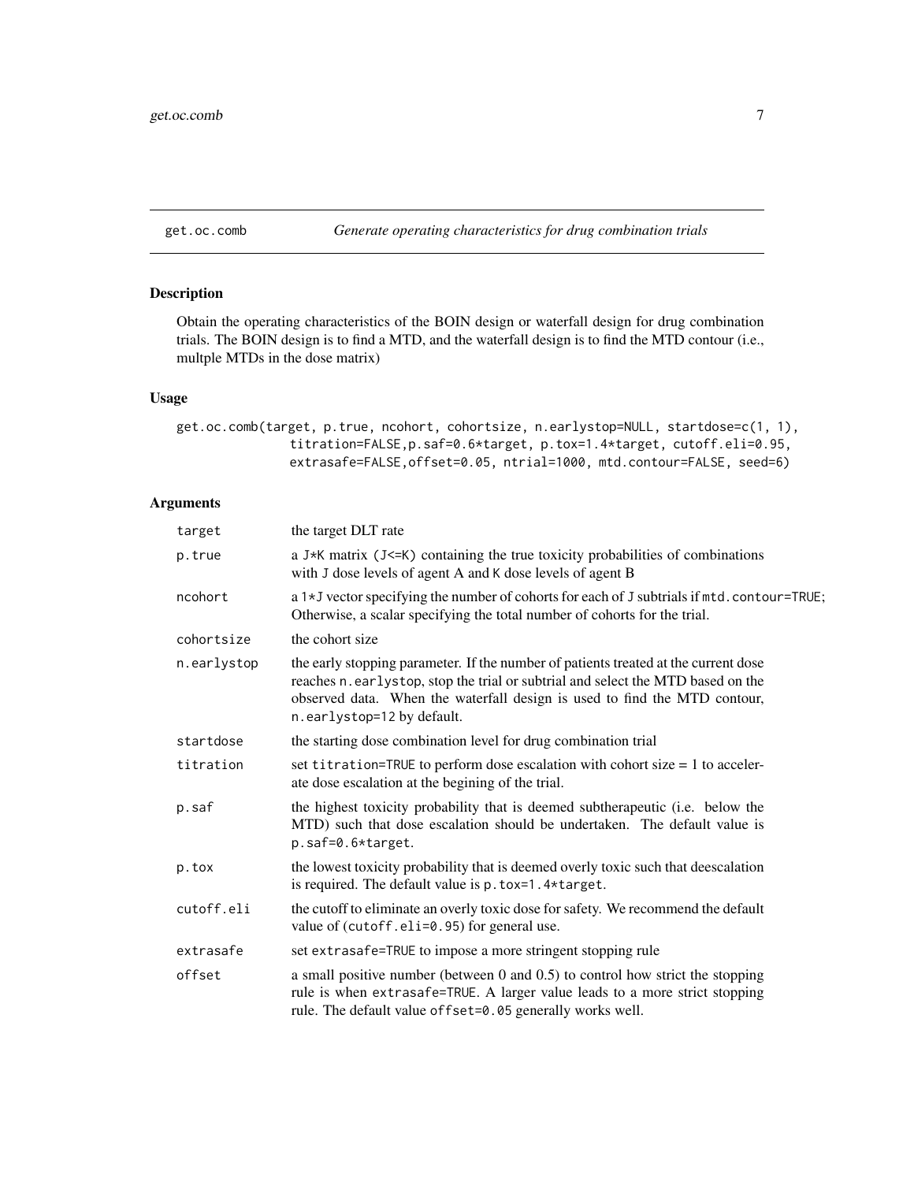# get.oc.comb *Generate operating characteristics for drug combination trials*

## Description

Obtain the operating characteristics of the BOIN design or waterfall design for drug combination trials. The BOIN design is to find a MTD, and the waterfall design is to find the MTD contour (i.e., multple MTDs in the dose matrix)

## Usage

```
get.oc.comb(target, p.true, ncohort, cohortsize, n.earlystop=NULL, startdose=c(1, 1),
             titration=FALSE,p.saf=0.6*target, p.tox=1.4*target, cutoff.eli=0.95,
             extrasafe=FALSE,offset=0.05, ntrial=1000, mtd.contour=FALSE, seed=6)
```

## Arguments

| | |
|---|---|
| target | the target DLT rate |
| p.true | a J*K matrix (J<=K) containing the true toxicity probabilities of combinations with J dose levels of agent A and K dose levels of agent B |
| ncohort | a 1*J vector specifying the number of cohorts for each of J subtrials if mtd.contour=TRUE; Otherwise, a scalar specifying the total number of cohorts for the trial. |
| cohortsize | the cohort size |
| n.earlystop | the early stopping parameter. If the number of patients treated at the current dose reaches n.earlystop, stop the trial or subtrial and select the MTD based on the observed data. When the waterfall design is used to find the MTD contour, n.earlystop=12 by default. |
| startdose | the starting dose combination level for drug combination trial |
| titration | set titration=TRUE to perform dose escalation with cohort size = 1 to accelerate dose escalation at the begining of the trial. |
| p.saf | the highest toxicity probability that is deemed subtherapeutic (i.e. below the MTD) such that dose escalation should be undertaken. The default value is p.saf=0.6*target. |
| p.tox | the lowest toxicity probability that is deemed overly toxic such that deescalation is required. The default value is p.tox=1.4*target. |
| cutoff.eli | the cutoff to eliminate an overly toxic dose for safety. We recommend the default value of (cutoff.eli=0.95) for general use. |
| extrasafe | set extrasafe=TRUE to impose a more stringent stopping rule |
| offset | a small positive number (between 0 and 0.5) to control how strict the stopping rule is when extrasafe=TRUE. A larger value leads to a more strict stopping rule. The default value offset=0.05 generally works well. |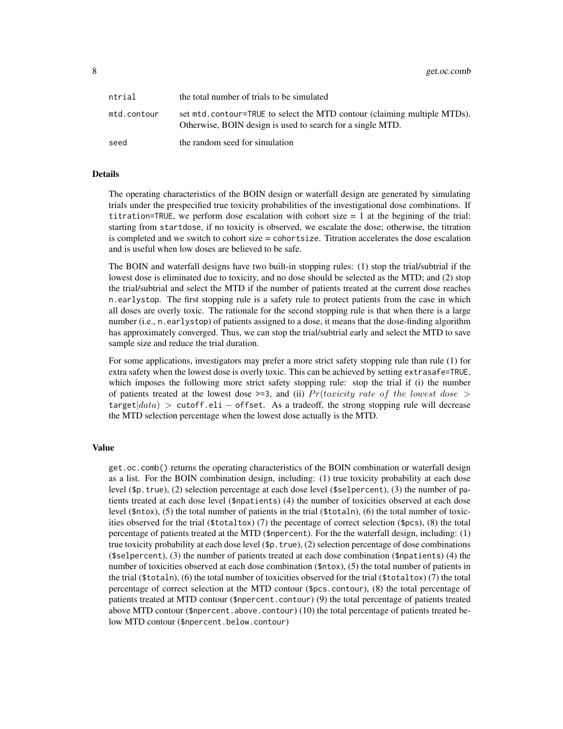| | |
|---|---|
| ntrial | the total number of trials to be simulated |
| mtd.contour | set mtd.contour=TRUE to select the MTD contour (claiming multiple MTDs). Otherwise, BOIN design is used to search for a single MTD. |
| seed | the random seed for simulation |

### Details

The operating characteristics of the BOIN design or waterfall design are generated by simulating trials under the prespecified true toxicity probabilities of the investigational dose combinations. If titration=TRUE, we perform dose escalation with cohort size = 1 at the begining of the trial: starting from startdose, if no toxicity is observed, we escalate the dose; otherwise, the titration is completed and we switch to cohort size = cohortsize. Titration accelerates the dose escalation and is useful when low doses are believed to be safe.

The BOIN and waterfall designs have two built-in stopping rules: (1) stop the trial/subtrial if the lowest dose is eliminated due to toxicity, and no dose should be selected as the MTD; and (2) stop the trial/subtrial and select the MTD if the number of patients treated at the current dose reaches n.earlystop. The first stopping rule is a safety rule to protect patients from the case in which all doses are overly toxic. The rationale for the second stopping rule is that when there is a large number (i.e., n.earlystop) of patients assigned to a dose, it means that the dose-finding algorithm has approximately converged. Thus, we can stop the trial/subtrial early and select the MTD to save sample size and reduce the trial duration.

For some applications, investigators may prefer a more strict safety stopping rule than rule (1) for extra safety when the lowest dose is overly toxic. This can be achieved by setting extrasafe=TRUE, which imposes the following more strict safety stopping rule: stop the trial if (i) the number of patients treated at the lowest dose >=3, and (ii) $Pr(toxicity\ rate\ of\ the\ lowest\ dose > \texttt{target}|data) > \texttt{cutoff.eli} - \texttt{offset}$. As a tradeoff, the strong stopping rule will decrease the MTD selection percentage when the lowest dose actually is the MTD.

### Value

get.oc.comb() returns the operating characteristics of the BOIN combination or waterfall design as a list. For the BOIN combination design, including: (1) true toxicity probability at each dose level ($p.true), (2) selection percentage at each dose level ($selpercent), (3) the number of patients treated at each dose level ($npatients) (4) the number of toxicities observed at each dose level ($ntox), (5) the total number of patients in the trial ($totaln), (6) the total number of toxicities observed for the trial ($totaltox) (7) the pecentage of correct selection ($pcs), (8) the total percentage of patients treated at the MTD ($npercent). For the the waterfall design, including: (1) true toxicity probability at each dose level ($p.true), (2) selection percentage of dose combinations ($selpercent), (3) the number of patients treated at each dose combination ($npatients) (4) the number of toxicities observed at each dose combination ($ntox), (5) the total number of patients in the trial ($totaln), (6) the total number of toxicities observed for the trial ($totaltox) (7) the total percentage of correct selection at the MTD contour ($pcs.contour), (8) the total percentage of patients treated at MTD contour ($npercent.contour) (9) the total percentage of patients treated above MTD contour ($npercent.above.contour) (10) the total percentage of patients treated below MTD contour ($npercent.below.contour)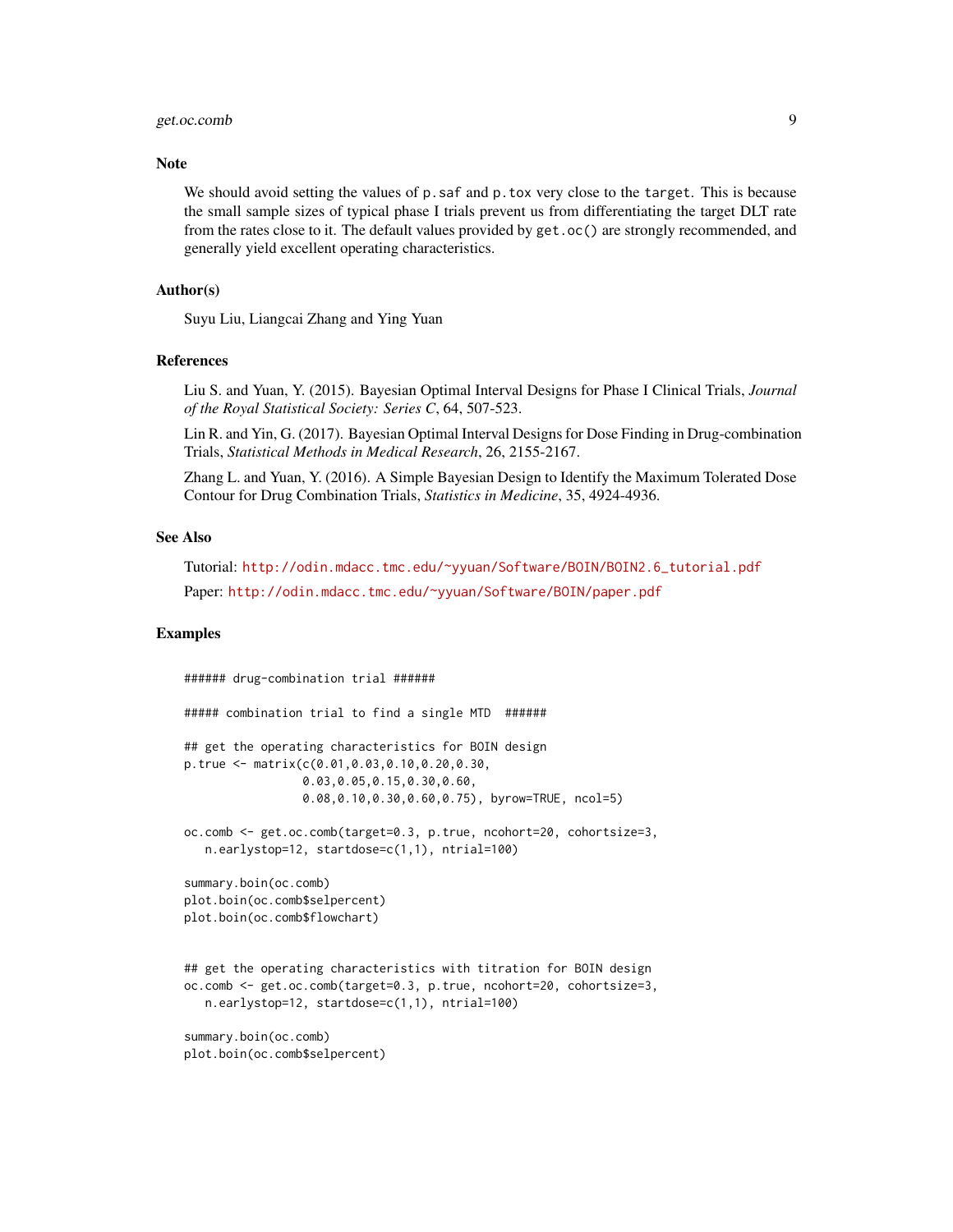## Note

We should avoid setting the values of `p.saf` and `p.tox` very close to the `target`. This is because the small sample sizes of typical phase I trials prevent us from differentiating the target DLT rate from the rates close to it. The default values provided by `get.oc()` are strongly recommended, and generally yield excellent operating characteristics.

## Author(s)

Suyu Liu, Liangcai Zhang and Ying Yuan

## References

Liu S. and Yuan, Y. (2015). Bayesian Optimal Interval Designs for Phase I Clinical Trials, *Journal of the Royal Statistical Society: Series C*, 64, 507-523.

Lin R. and Yin, G. (2017). Bayesian Optimal Interval Designs for Dose Finding in Drug-combination Trials, *Statistical Methods in Medical Research*, 26, 2155-2167.

Zhang L. and Yuan, Y. (2016). A Simple Bayesian Design to Identify the Maximum Tolerated Dose Contour for Drug Combination Trials, *Statistics in Medicine*, 35, 4924-4936.

## See Also

Tutorial: http://odin.mdacc.tmc.edu/~yyuan/Software/BOIN/BOIN2.6_tutorial.pdf

Paper: http://odin.mdacc.tmc.edu/~yyuan/Software/BOIN/paper.pdf

## Examples

```
###### drug-combination trial ######

##### combination trial to find a single MTD  ######

## get the operating characteristics for BOIN design
p.true <- matrix(c(0.01,0.03,0.10,0.20,0.30,
                 0.03,0.05,0.15,0.30,0.60,
                 0.08,0.10,0.30,0.60,0.75), byrow=TRUE, ncol=5)

oc.comb <- get.oc.comb(target=0.3, p.true, ncohort=20, cohortsize=3,
   n.earlystop=12, startdose=c(1,1), ntrial=100)

summary.boin(oc.comb)
plot.boin(oc.comb$selpercent)
plot.boin(oc.comb$flowchart)


## get the operating characteristics with titration for BOIN design
oc.comb <- get.oc.comb(target=0.3, p.true, ncohort=20, cohortsize=3,
   n.earlystop=12, startdose=c(1,1), ntrial=100)

summary.boin(oc.comb)
plot.boin(oc.comb$selpercent)
```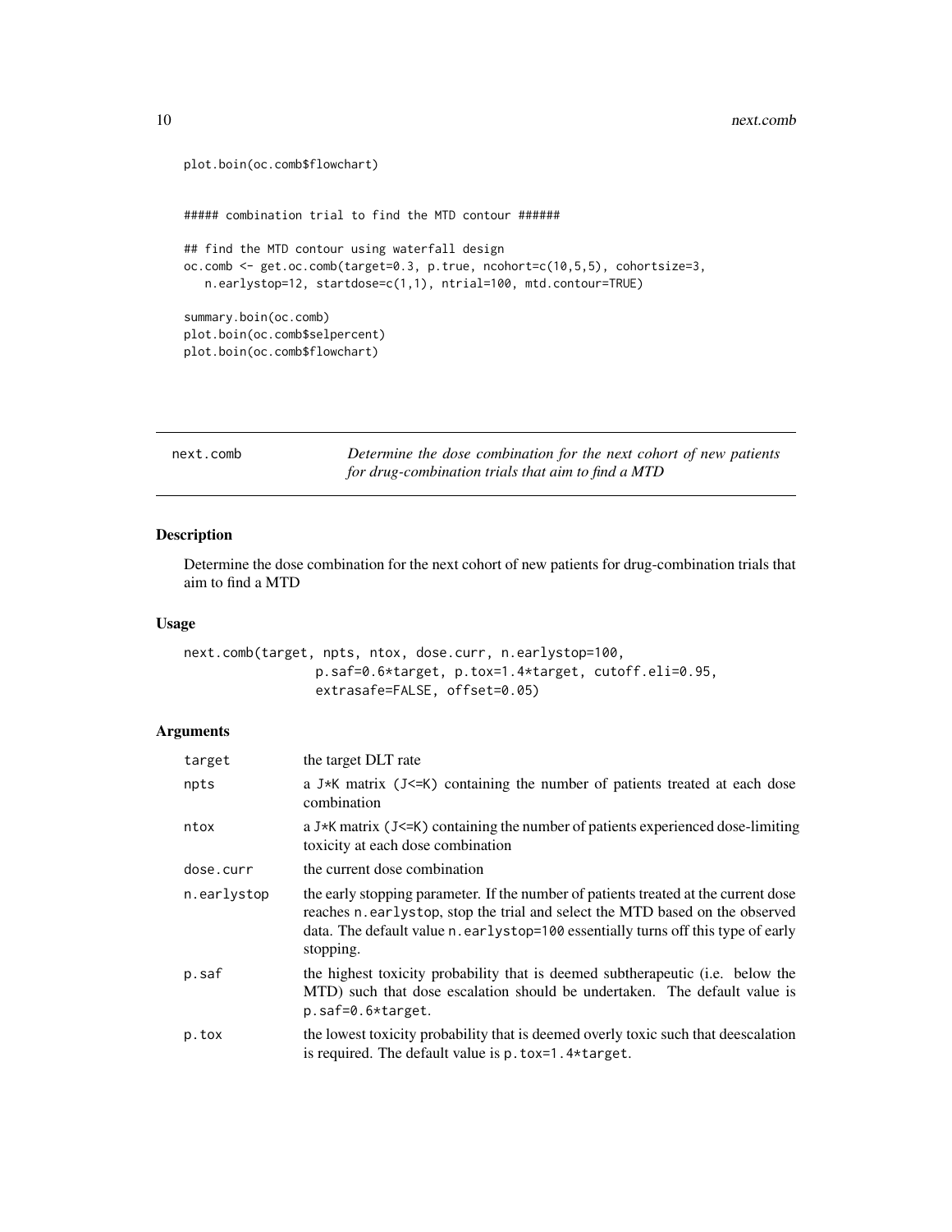```
plot.boin(oc.comb$flowchart)


##### combination trial to find the MTD contour ######

## find the MTD contour using waterfall design
oc.comb <- get.oc.comb(target=0.3, p.true, ncohort=c(10,5,5), cohortsize=3,
   n.earlystop=12, startdose=c(1,1), ntrial=100, mtd.contour=TRUE)

summary.boin(oc.comb)
plot.boin(oc.comb$selpercent)
plot.boin(oc.comb$flowchart)
```

---

## next.comb

*Determine the dose combination for the next cohort of new patients for drug-combination trials that aim to find a MTD*

---

### Description

Determine the dose combination for the next cohort of new patients for drug-combination trials that aim to find a MTD

### Usage

```
next.comb(target, npts, ntox, dose.curr, n.earlystop=100,
                p.saf=0.6*target, p.tox=1.4*target, cutoff.eli=0.95,
                extrasafe=FALSE, offset=0.05)
```

### Arguments

| | |
|---|---|
| `target` | the target DLT rate |
| `npts` | a J*K matrix (J<=K) containing the number of patients treated at each dose combination |
| `ntox` | a J*K matrix (J<=K) containing the number of patients experienced dose-limiting toxicity at each dose combination |
| `dose.curr` | the current dose combination |
| `n.earlystop` | the early stopping parameter. If the number of patients treated at the current dose reaches `n.earlystop`, stop the trial and select the MTD based on the observed data. The default value `n.earlystop=100` essentially turns off this type of early stopping. |
| `p.saf` | the highest toxicity probability that is deemed subtherapeutic (i.e. below the MTD) such that dose escalation should be undertaken. The default value is `p.saf=0.6*target`. |
| `p.tox` | the lowest toxicity probability that is deemed overly toxic such that deescalation is required. The default value is `p.tox=1.4*target`. |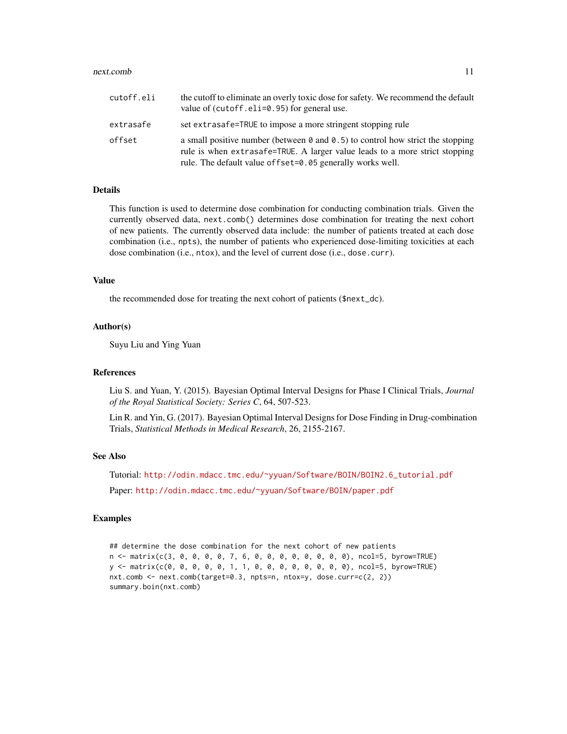| | |
|---|---|
| cutoff.eli | the cutoff to eliminate an overly toxic dose for safety. We recommend the default value of (cutoff.eli=0.95) for general use. |
| extrasafe | set extrasafe=TRUE to impose a more stringent stopping rule |
| offset | a small positive number (between 0 and 0.5) to control how strict the stopping rule is when extrasafe=TRUE. A larger value leads to a more strict stopping rule. The default value offset=0.05 generally works well. |

## Details

This function is used to determine dose combination for conducting combination trials. Given the currently observed data, next.comb() determines dose combination for treating the next cohort of new patients. The currently observed data include: the number of patients treated at each dose combination (i.e., npts), the number of patients who experienced dose-limiting toxicities at each dose combination (i.e., ntox), and the level of current dose (i.e., dose.curr).

## Value

the recommended dose for treating the next cohort of patients ($next_dc).

## Author(s)

Suyu Liu and Ying Yuan

## References

Liu S. and Yuan, Y. (2015). Bayesian Optimal Interval Designs for Phase I Clinical Trials, *Journal of the Royal Statistical Society: Series C*, 64, 507-523.

Lin R. and Yin, G. (2017). Bayesian Optimal Interval Designs for Dose Finding in Drug-combination Trials, *Statistical Methods in Medical Research*, 26, 2155-2167.

## See Also

Tutorial: http://odin.mdacc.tmc.edu/~yyuan/Software/BOIN/BOIN2.6_tutorial.pdf

Paper: http://odin.mdacc.tmc.edu/~yyuan/Software/BOIN/paper.pdf

## Examples

```
## determine the dose combination for the next cohort of new patients
n <- matrix(c(3, 0, 0, 0, 0, 7, 6, 0, 0, 0, 0, 0, 0, 0, 0), ncol=5, byrow=TRUE)
y <- matrix(c(0, 0, 0, 0, 0, 1, 1, 0, 0, 0, 0, 0, 0, 0, 0), ncol=5, byrow=TRUE)
nxt.comb <- next.comb(target=0.3, npts=n, ntox=y, dose.curr=c(2, 2))
summary.boin(nxt.comb)
```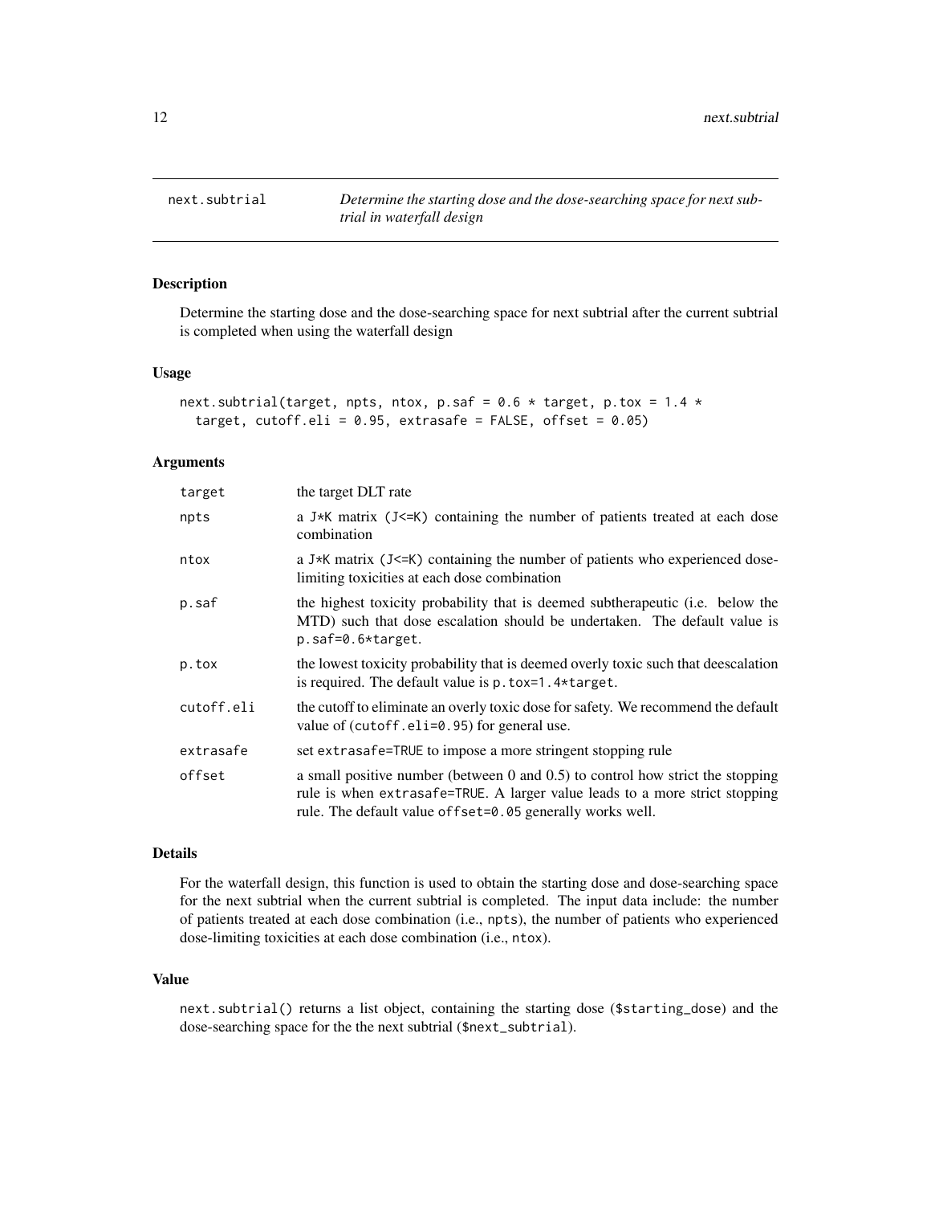| next.subtrial | *Determine the starting dose and the dose-searching space for next subtrial in waterfall design* |
|---|---|

## Description

Determine the starting dose and the dose-searching space for next subtrial after the current subtrial is completed when using the waterfall design

## Usage

```
next.subtrial(target, npts, ntox, p.saf = 0.6 * target, p.tox = 1.4 *
  target, cutoff.eli = 0.95, extrasafe = FALSE, offset = 0.05)
```

## Arguments

| | |
|---|---|
| target | the target DLT rate |
| npts | a J*K matrix (J<=K) containing the number of patients treated at each dose combination |
| ntox | a J*K matrix (J<=K) containing the number of patients who experienced dose-limiting toxicities at each dose combination |
| p.saf | the highest toxicity probability that is deemed subtherapeutic (i.e. below the MTD) such that dose escalation should be undertaken. The default value is `p.saf=0.6*target`. |
| p.tox | the lowest toxicity probability that is deemed overly toxic such that deescalation is required. The default value is `p.tox=1.4*target`. |
| cutoff.eli | the cutoff to eliminate an overly toxic dose for safety. We recommend the default value of (`cutoff.eli=0.95`) for general use. |
| extrasafe | set `extrasafe=TRUE` to impose a more stringent stopping rule |
| offset | a small positive number (between 0 and 0.5) to control how strict the stopping rule is when `extrasafe=TRUE`. A larger value leads to a more strict stopping rule. The default value `offset=0.05` generally works well. |

## Details

For the waterfall design, this function is used to obtain the starting dose and dose-searching space for the next subtrial when the current subtrial is completed. The input data include: the number of patients treated at each dose combination (i.e., `npts`), the number of patients who experienced dose-limiting toxicities at each dose combination (i.e., `ntox`).

## Value

`next.subtrial()` returns a list object, containing the starting dose (`$starting_dose`) and the dose-searching space for the the next subtrial (`$next_subtrial`).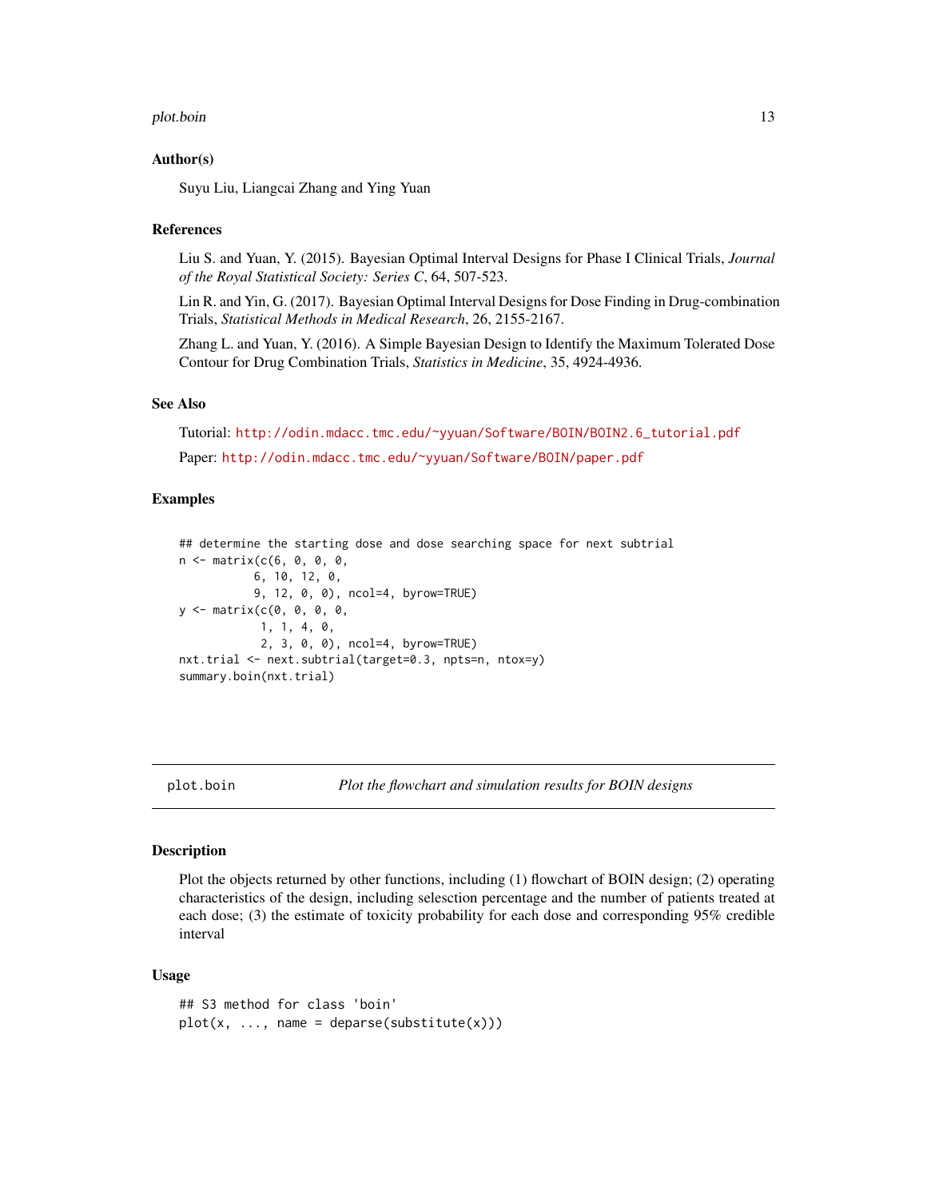### Author(s)

Suyu Liu, Liangcai Zhang and Ying Yuan

### References

Liu S. and Yuan, Y. (2015). Bayesian Optimal Interval Designs for Phase I Clinical Trials, *Journal of the Royal Statistical Society: Series C*, 64, 507-523.

Lin R. and Yin, G. (2017). Bayesian Optimal Interval Designs for Dose Finding in Drug-combination Trials, *Statistical Methods in Medical Research*, 26, 2155-2167.

Zhang L. and Yuan, Y. (2016). A Simple Bayesian Design to Identify the Maximum Tolerated Dose Contour for Drug Combination Trials, *Statistics in Medicine*, 35, 4924-4936.

### See Also

Tutorial: http://odin.mdacc.tmc.edu/~yyuan/Software/BOIN/BOIN2.6_tutorial.pdf

Paper: http://odin.mdacc.tmc.edu/~yyuan/Software/BOIN/paper.pdf

### Examples

```
## determine the starting dose and dose searching space for next subtrial
n <- matrix(c(6, 0, 0, 0,
           6, 10, 12, 0,
           9, 12, 0, 0), ncol=4, byrow=TRUE)
y <- matrix(c(0, 0, 0, 0,
            1, 1, 4, 0,
            2, 3, 0, 0), ncol=4, byrow=TRUE)
nxt.trial <- next.subtrial(target=0.3, npts=n, ntox=y)
summary.boin(nxt.trial)
```

---

## plot.boin — *Plot the flowchart and simulation results for BOIN designs*

### Description

Plot the objects returned by other functions, including (1) flowchart of BOIN design; (2) operating characteristics of the design, including selesction percentage and the number of patients treated at each dose; (3) the estimate of toxicity probability for each dose and corresponding 95% credible interval

### Usage

```
## S3 method for class 'boin'
plot(x, ..., name = deparse(substitute(x)))
```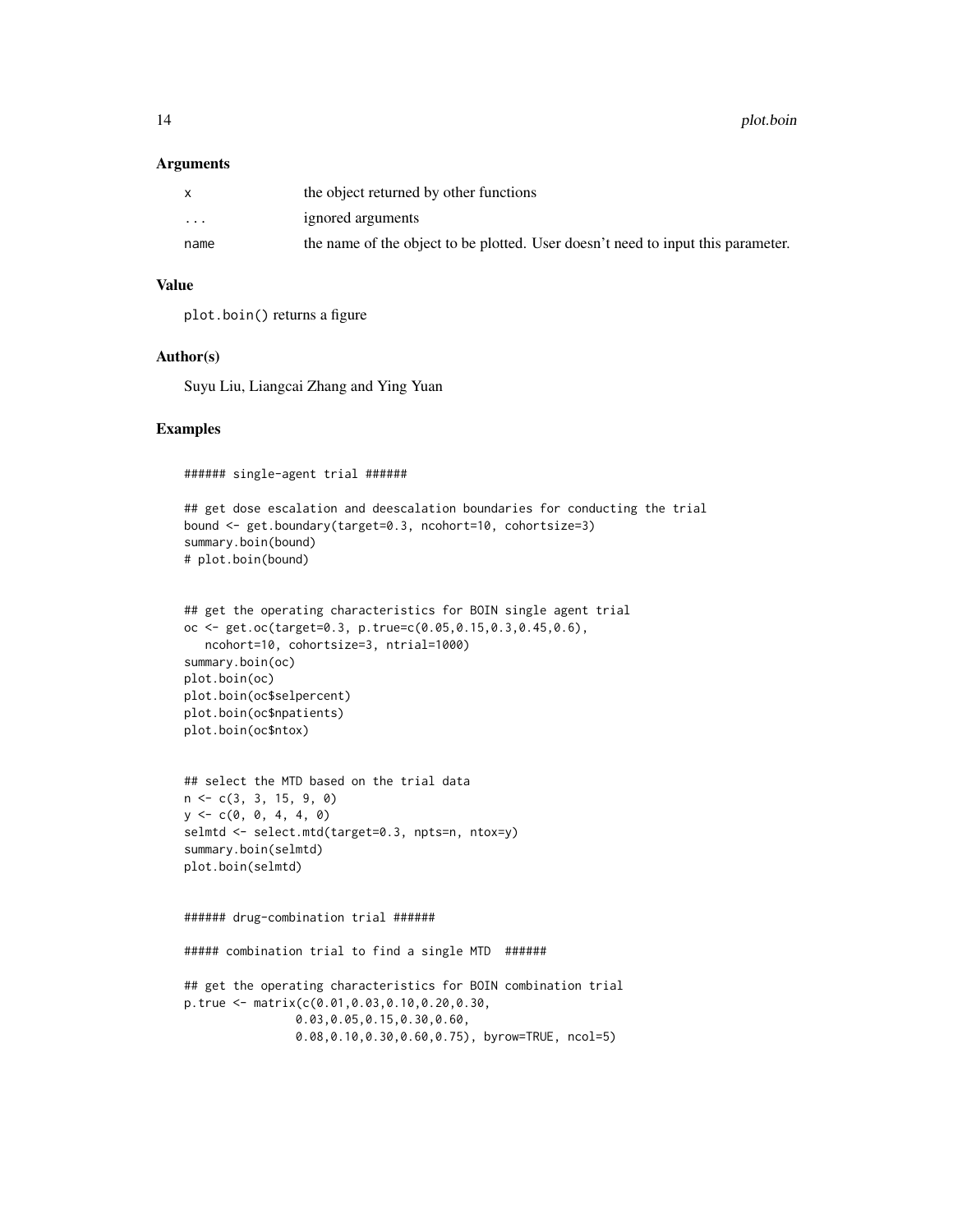### Arguments

| | |
|---|---|
| x | the object returned by other functions |
| ... | ignored arguments |
| name | the name of the object to be plotted. User doesn't need to input this parameter. |

### Value

plot.boin() returns a figure

### Author(s)

Suyu Liu, Liangcai Zhang and Ying Yuan

### Examples

```
###### single-agent trial ######

## get dose escalation and deescalation boundaries for conducting the trial
bound <- get.boundary(target=0.3, ncohort=10, cohortsize=3)
summary.boin(bound)
# plot.boin(bound)


## get the operating characteristics for BOIN single agent trial
oc <- get.oc(target=0.3, p.true=c(0.05,0.15,0.3,0.45,0.6),
   ncohort=10, cohortsize=3, ntrial=1000)
summary.boin(oc)
plot.boin(oc)
plot.boin(oc$selpercent)
plot.boin(oc$npatients)
plot.boin(oc$ntox)


## select the MTD based on the trial data
n <- c(3, 3, 15, 9, 0)
y <- c(0, 0, 4, 4, 0)
selmtd <- select.mtd(target=0.3, npts=n, ntox=y)
summary.boin(selmtd)
plot.boin(selmtd)


###### drug-combination trial ######

##### combination trial to find a single MTD  ######

## get the operating characteristics for BOIN combination trial
p.true <- matrix(c(0.01,0.03,0.10,0.20,0.30,
                0.03,0.05,0.15,0.30,0.60,
                0.08,0.10,0.30,0.60,0.75), byrow=TRUE, ncol=5)
```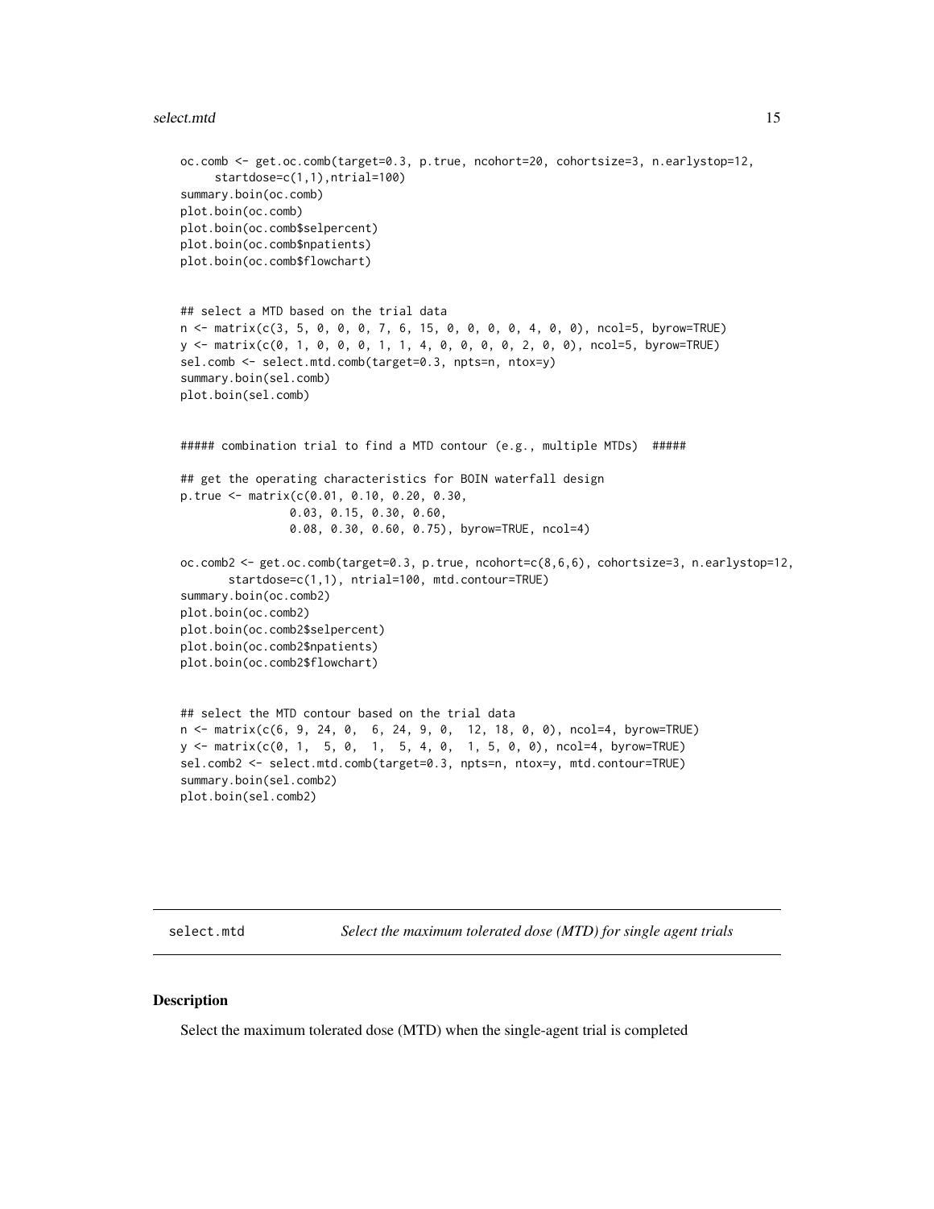```
oc.comb <- get.oc.comb(target=0.3, p.true, ncohort=20, cohortsize=3, n.earlystop=12,
     startdose=c(1,1),ntrial=100)
summary.boin(oc.comb)
plot.boin(oc.comb)
plot.boin(oc.comb$selpercent)
plot.boin(oc.comb$npatients)
plot.boin(oc.comb$flowchart)


## select a MTD based on the trial data
n <- matrix(c(3, 5, 0, 0, 0, 7, 6, 15, 0, 0, 0, 0, 4, 0, 0), ncol=5, byrow=TRUE)
y <- matrix(c(0, 1, 0, 0, 0, 1, 1, 4, 0, 0, 0, 0, 2, 0, 0), ncol=5, byrow=TRUE)
sel.comb <- select.mtd.comb(target=0.3, npts=n, ntox=y)
summary.boin(sel.comb)
plot.boin(sel.comb)


##### combination trial to find a MTD contour (e.g., multiple MTDs)  #####

## get the operating characteristics for BOIN waterfall design
p.true <- matrix(c(0.01, 0.10, 0.20, 0.30,
                0.03, 0.15, 0.30, 0.60,
                0.08, 0.30, 0.60, 0.75), byrow=TRUE, ncol=4)

oc.comb2 <- get.oc.comb(target=0.3, p.true, ncohort=c(8,6,6), cohortsize=3, n.earlystop=12,
       startdose=c(1,1), ntrial=100, mtd.contour=TRUE)
summary.boin(oc.comb2)
plot.boin(oc.comb2)
plot.boin(oc.comb2$selpercent)
plot.boin(oc.comb2$npatients)
plot.boin(oc.comb2$flowchart)


## select the MTD contour based on the trial data
n <- matrix(c(6, 9, 24, 0,  6, 24, 9, 0,  12, 18, 0, 0), ncol=4, byrow=TRUE)
y <- matrix(c(0, 1,  5, 0,  1,  5, 4, 0,  1, 5, 0, 0), ncol=4, byrow=TRUE)
sel.comb2 <- select.mtd.comb(target=0.3, npts=n, ntox=y, mtd.contour=TRUE)
summary.boin(sel.comb2)
plot.boin(sel.comb2)
```

---

select.mtd *Select the maximum tolerated dose (MTD) for single agent trials*

---

### Description

Select the maximum tolerated dose (MTD) when the single-agent trial is completed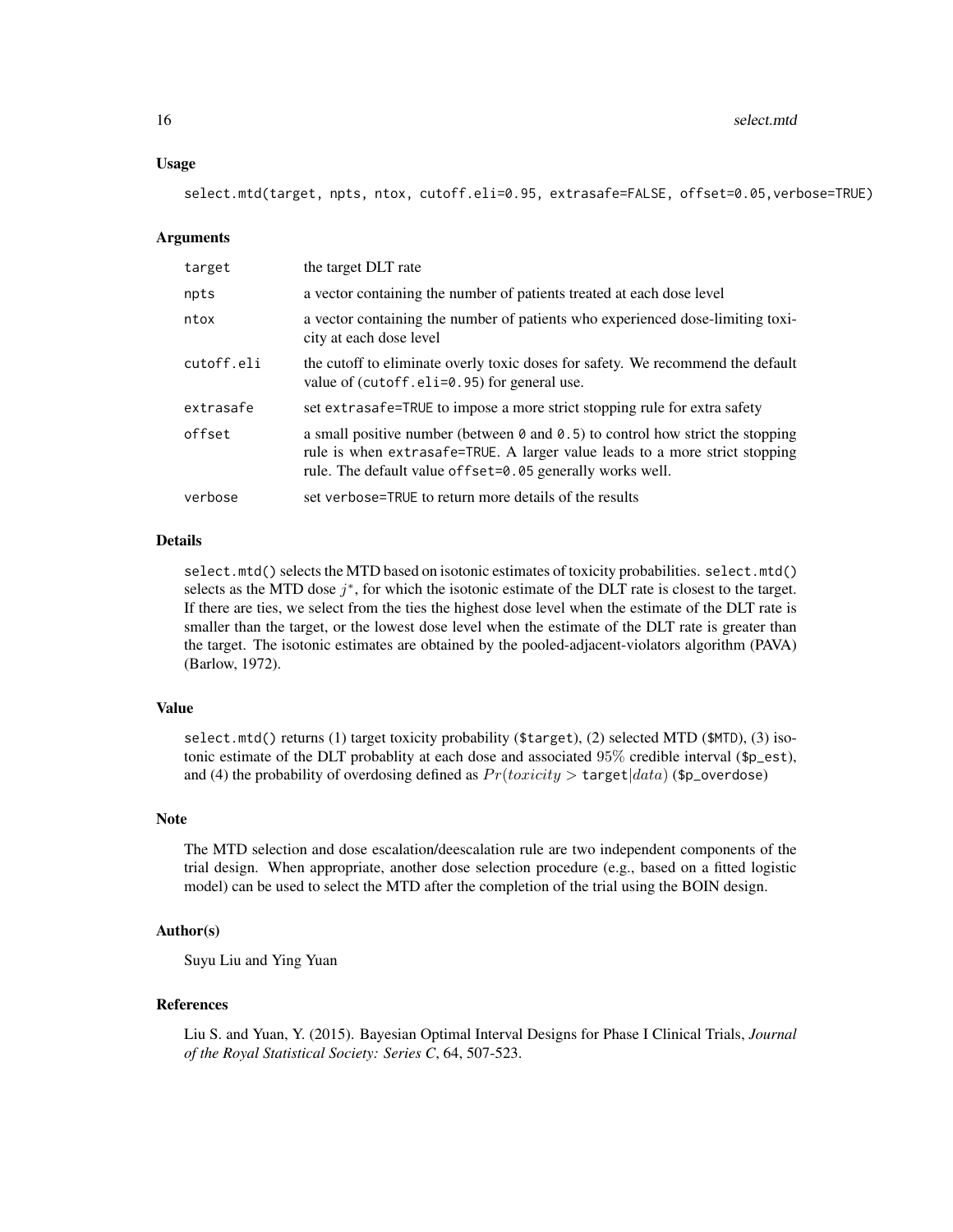## Usage

```
select.mtd(target, npts, ntox, cutoff.eli=0.95, extrasafe=FALSE, offset=0.05,verbose=TRUE)
```

## Arguments

| | |
|---|---|
| target | the target DLT rate |
| npts | a vector containing the number of patients treated at each dose level |
| ntox | a vector containing the number of patients who experienced dose-limiting toxicity at each dose level |
| cutoff.eli | the cutoff to eliminate overly toxic doses for safety. We recommend the default value of (cutoff.eli=0.95) for general use. |
| extrasafe | set extrasafe=TRUE to impose a more strict stopping rule for extra safety |
| offset | a small positive number (between 0 and 0.5) to control how strict the stopping rule is when extrasafe=TRUE. A larger value leads to a more strict stopping rule. The default value offset=0.05 generally works well. |
| verbose | set verbose=TRUE to return more details of the results |

## Details

select.mtd() selects the MTD based on isotonic estimates of toxicity probabilities. select.mtd() selects as the MTD dose $j^*$, for which the isotonic estimate of the DLT rate is closest to the target. If there are ties, we select from the ties the highest dose level when the estimate of the DLT rate is smaller than the target, or the lowest dose level when the estimate of the DLT rate is greater than the target. The isotonic estimates are obtained by the pooled-adjacent-violators algorithm (PAVA) (Barlow, 1972).

## Value

select.mtd() returns (1) target toxicity probability ($target), (2) selected MTD ($MTD), (3) isotonic estimate of the DLT probablity at each dose and associated $95\%$ credible interval ($p_est), and (4) the probability of overdosing defined as $Pr(toxicity > \texttt{target}|data)$ ($p_overdose)

## Note

The MTD selection and dose escalation/deescalation rule are two independent components of the trial design. When appropriate, another dose selection procedure (e.g., based on a fitted logistic model) can be used to select the MTD after the completion of the trial using the BOIN design.

## Author(s)

Suyu Liu and Ying Yuan

## References

Liu S. and Yuan, Y. (2015). Bayesian Optimal Interval Designs for Phase I Clinical Trials, *Journal of the Royal Statistical Society: Series C*, 64, 507-523.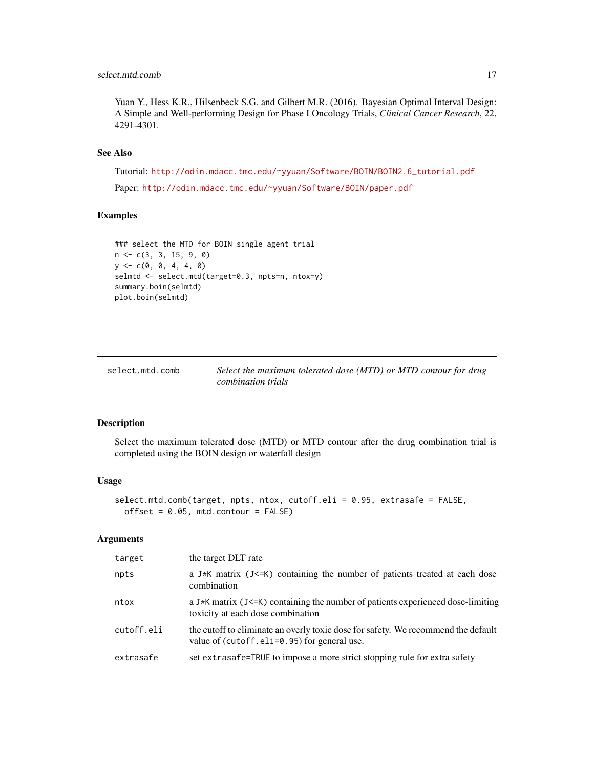Yuan Y., Hess K.R., Hilsenbeck S.G. and Gilbert M.R. (2016). Bayesian Optimal Interval Design: A Simple and Well-performing Design for Phase I Oncology Trials, *Clinical Cancer Research*, 22, 4291-4301.

### See Also

Tutorial: http://odin.mdacc.tmc.edu/~yyuan/Software/BOIN/BOIN2.6_tutorial.pdf

Paper: http://odin.mdacc.tmc.edu/~yyuan/Software/BOIN/paper.pdf

### Examples

```
### select the MTD for BOIN single agent trial
n <- c(3, 3, 15, 9, 0)
y <- c(0, 0, 4, 4, 0)
selmtd <- select.mtd(target=0.3, npts=n, ntox=y)
summary.boin(selmtd)
plot.boin(selmtd)
```

---

## select.mtd.comb *Select the maximum tolerated dose (MTD) or MTD contour for drug combination trials*

---

### Description

Select the maximum tolerated dose (MTD) or MTD contour after the drug combination trial is completed using the BOIN design or waterfall design

### Usage

```
select.mtd.comb(target, npts, ntox, cutoff.eli = 0.95, extrasafe = FALSE,
  offset = 0.05, mtd.contour = FALSE)
```

### Arguments

| | |
|---|---|
| `target` | the target DLT rate |
| `npts` | a `J*K` matrix (`J<=K`) containing the number of patients treated at each dose combination |
| `ntox` | a `J*K` matrix (`J<=K`) containing the number of patients experienced dose-limiting toxicity at each dose combination |
| `cutoff.eli` | the cutoff to eliminate an overly toxic dose for safety. We recommend the default value of (`cutoff.eli=0.95`) for general use. |
| `extrasafe` | set `extrasafe=TRUE` to impose a more strict stopping rule for extra safety |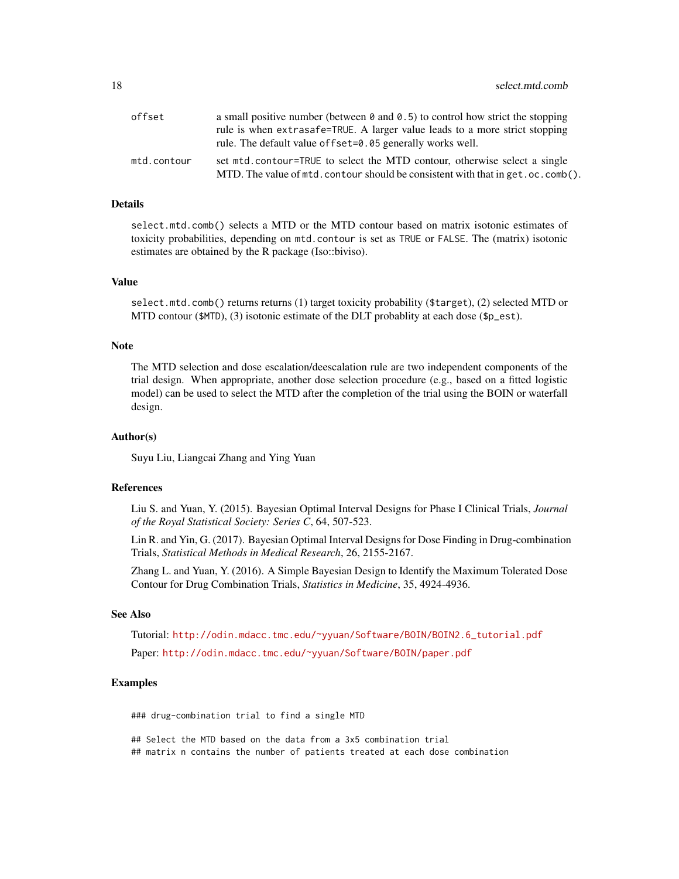offset
: a small positive number (between `0` and `0.5`) to control how strict the stopping rule is when `extrasafe=TRUE`. A larger value leads to a more strict stopping rule. The default value `offset=0.05` generally works well.

mtd.contour
: set `mtd.contour=TRUE` to select the MTD contour, otherwise select a single MTD. The value of `mtd.contour` should be consistent with that in `get.oc.comb()`.

## Details

`select.mtd.comb()` selects a MTD or the MTD contour based on matrix isotonic estimates of toxicity probabilities, depending on `mtd.contour` is set as `TRUE` or `FALSE`. The (matrix) isotonic estimates are obtained by the R package (Iso::biviso).

## Value

`select.mtd.comb()` returns returns (1) target toxicity probability (`$target`), (2) selected MTD or MTD contour (`$MTD`), (3) isotonic estimate of the DLT probablity at each dose (`$p_est`).

## Note

The MTD selection and dose escalation/deescalation rule are two independent components of the trial design. When appropriate, another dose selection procedure (e.g., based on a fitted logistic model) can be used to select the MTD after the completion of the trial using the BOIN or waterfall design.

## Author(s)

Suyu Liu, Liangcai Zhang and Ying Yuan

## References

Liu S. and Yuan, Y. (2015). Bayesian Optimal Interval Designs for Phase I Clinical Trials, *Journal of the Royal Statistical Society: Series C*, 64, 507-523.

Lin R. and Yin, G. (2017). Bayesian Optimal Interval Designs for Dose Finding in Drug-combination Trials, *Statistical Methods in Medical Research*, 26, 2155-2167.

Zhang L. and Yuan, Y. (2016). A Simple Bayesian Design to Identify the Maximum Tolerated Dose Contour for Drug Combination Trials, *Statistics in Medicine*, 35, 4924-4936.

## See Also

Tutorial: http://odin.mdacc.tmc.edu/~yyuan/Software/BOIN/BOIN2.6_tutorial.pdf

Paper: http://odin.mdacc.tmc.edu/~yyuan/Software/BOIN/paper.pdf

## Examples

```
### drug-combination trial to find a single MTD

## Select the MTD based on the data from a 3x5 combination trial
## matrix n contains the number of patients treated at each dose combination
```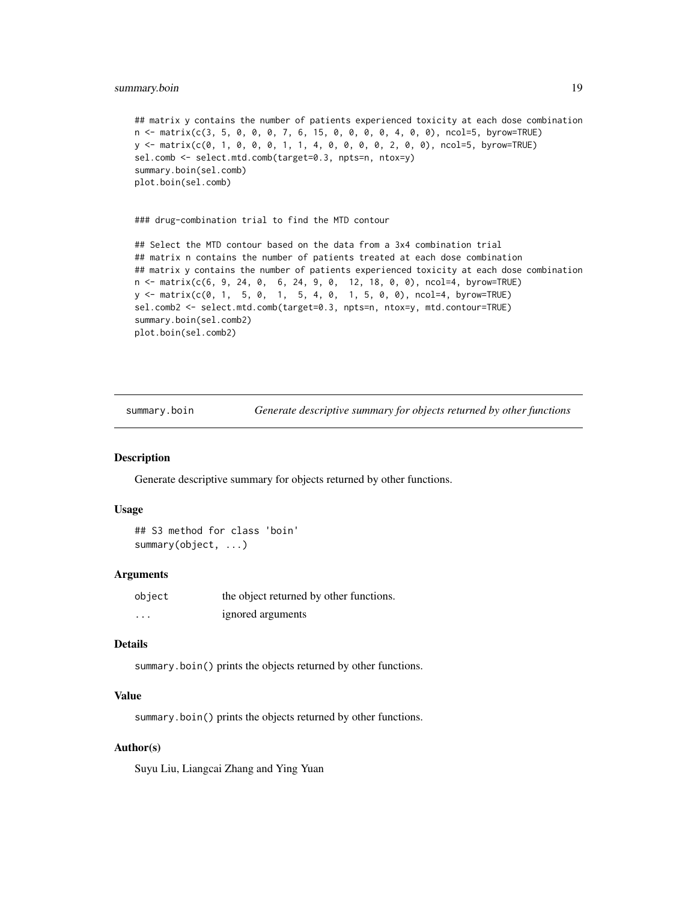```
## matrix y contains the number of patients experienced toxicity at each dose combination
n <- matrix(c(3, 5, 0, 0, 0, 7, 6, 15, 0, 0, 0, 0, 4, 0, 0), ncol=5, byrow=TRUE)
y <- matrix(c(0, 1, 0, 0, 0, 1, 1, 4, 0, 0, 0, 0, 2, 0, 0), ncol=5, byrow=TRUE)
sel.comb <- select.mtd.comb(target=0.3, npts=n, ntox=y)
summary.boin(sel.comb)
plot.boin(sel.comb)


### drug-combination trial to find the MTD contour

## Select the MTD contour based on the data from a 3x4 combination trial
## matrix n contains the number of patients treated at each dose combination
## matrix y contains the number of patients experienced toxicity at each dose combination
n <- matrix(c(6, 9, 24, 0,  6, 24, 9, 0,  12, 18, 0, 0), ncol=4, byrow=TRUE)
y <- matrix(c(0, 1,  5, 0,  1,  5, 4, 0,  1, 5, 0, 0), ncol=4, byrow=TRUE)
sel.comb2 <- select.mtd.comb(target=0.3, npts=n, ntox=y, mtd.contour=TRUE)
summary.boin(sel.comb2)
plot.boin(sel.comb2)
```

---

## summary.boin — *Generate descriptive summary for objects returned by other functions*

### Description

Generate descriptive summary for objects returned by other functions.

### Usage

```
## S3 method for class 'boin'
summary(object, ...)
```

### Arguments

| | |
|---|---|
| `object` | the object returned by other functions. |
| `...` | ignored arguments |

### Details

`summary.boin()` prints the objects returned by other functions.

### Value

`summary.boin()` prints the objects returned by other functions.

### Author(s)

Suyu Liu, Liangcai Zhang and Ying Yuan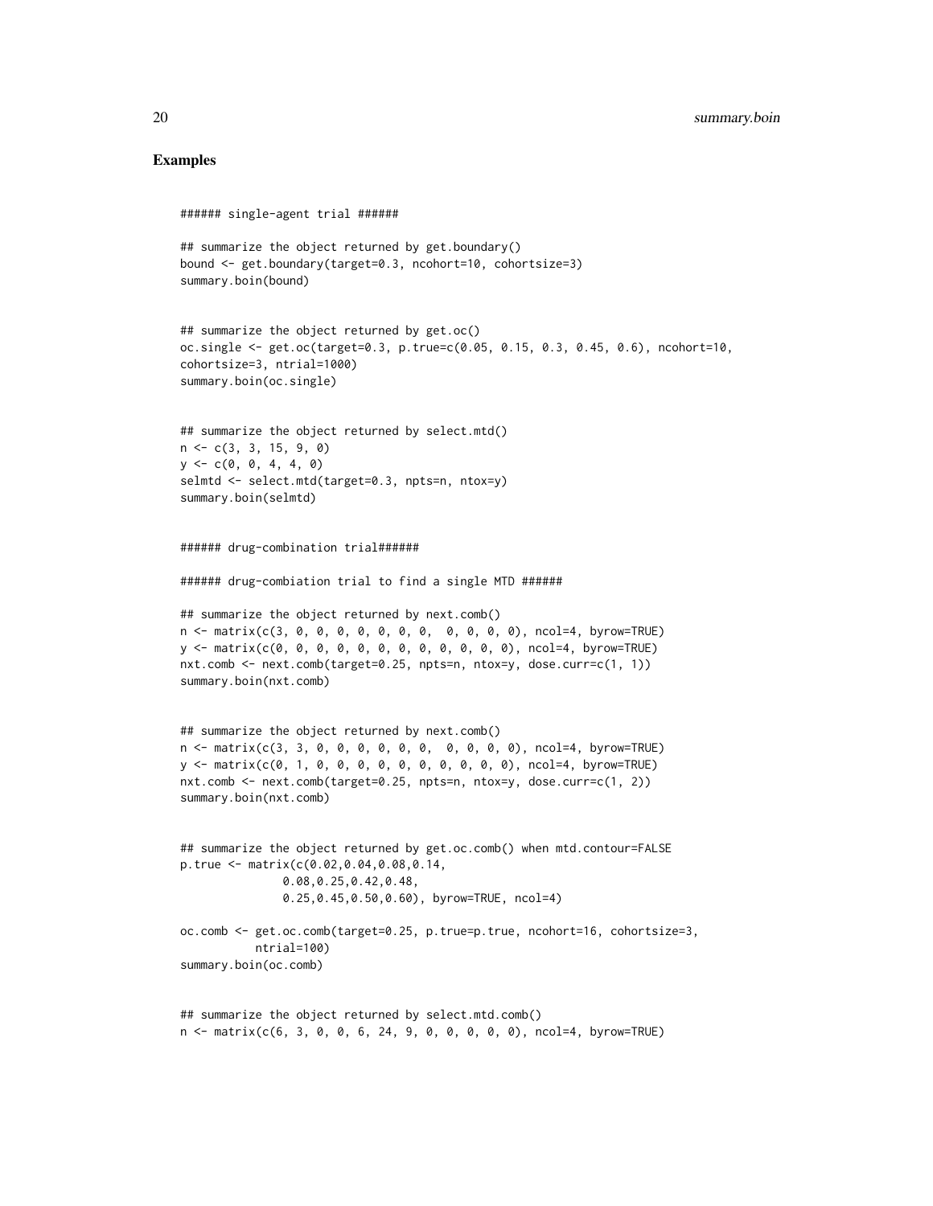## Examples

```
###### single-agent trial ######

## summarize the object returned by get.boundary()
bound <- get.boundary(target=0.3, ncohort=10, cohortsize=3)
summary.boin(bound)


## summarize the object returned by get.oc()
oc.single <- get.oc(target=0.3, p.true=c(0.05, 0.15, 0.3, 0.45, 0.6), ncohort=10,
cohortsize=3, ntrial=1000)
summary.boin(oc.single)


## summarize the object returned by select.mtd()
n <- c(3, 3, 15, 9, 0)
y <- c(0, 0, 4, 4, 0)
selmtd <- select.mtd(target=0.3, npts=n, ntox=y)
summary.boin(selmtd)


###### drug-combination trial######

###### drug-combiation trial to find a single MTD ######

## summarize the object returned by next.comb()
n <- matrix(c(3, 0, 0, 0, 0, 0, 0, 0,  0, 0, 0, 0), ncol=4, byrow=TRUE)
y <- matrix(c(0, 0, 0, 0, 0, 0, 0, 0, 0, 0, 0, 0), ncol=4, byrow=TRUE)
nxt.comb <- next.comb(target=0.25, npts=n, ntox=y, dose.curr=c(1, 1))
summary.boin(nxt.comb)


## summarize the object returned by next.comb()
n <- matrix(c(3, 3, 0, 0, 0, 0, 0, 0,  0, 0, 0, 0), ncol=4, byrow=TRUE)
y <- matrix(c(0, 1, 0, 0, 0, 0, 0, 0, 0, 0, 0, 0), ncol=4, byrow=TRUE)
nxt.comb <- next.comb(target=0.25, npts=n, ntox=y, dose.curr=c(1, 2))
summary.boin(nxt.comb)


## summarize the object returned by get.oc.comb() when mtd.contour=FALSE
p.true <- matrix(c(0.02,0.04,0.08,0.14,
               0.08,0.25,0.42,0.48,
               0.25,0.45,0.50,0.60), byrow=TRUE, ncol=4)

oc.comb <- get.oc.comb(target=0.25, p.true=p.true, ncohort=16, cohortsize=3,
          ntrial=100)
summary.boin(oc.comb)


## summarize the object returned by select.mtd.comb()
n <- matrix(c(6, 3, 0, 0, 6, 24, 9, 0, 0, 0, 0, 0), ncol=4, byrow=TRUE)
```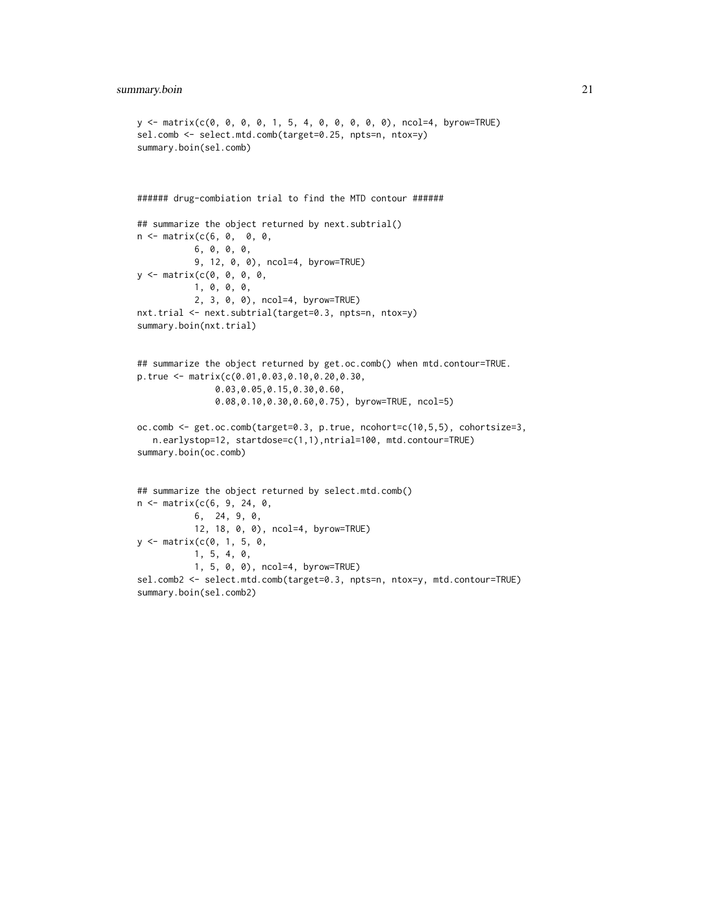```
y <- matrix(c(0, 0, 0, 0, 1, 5, 4, 0, 0, 0, 0, 0), ncol=4, byrow=TRUE)
sel.comb <- select.mtd.comb(target=0.25, npts=n, ntox=y)
summary.boin(sel.comb)



###### drug-combiation trial to find the MTD contour ######

## summarize the object returned by next.subtrial()
n <- matrix(c(6, 0,  0, 0,
          6, 0, 0, 0,
          9, 12, 0, 0), ncol=4, byrow=TRUE)
y <- matrix(c(0, 0, 0, 0,
          1, 0, 0, 0,
          2, 3, 0, 0), ncol=4, byrow=TRUE)
nxt.trial <- next.subtrial(target=0.3, npts=n, ntox=y)
summary.boin(nxt.trial)


## summarize the object returned by get.oc.comb() when mtd.contour=TRUE.
p.true <- matrix(c(0.01,0.03,0.10,0.20,0.30,
              0.03,0.05,0.15,0.30,0.60,
              0.08,0.10,0.30,0.60,0.75), byrow=TRUE, ncol=5)

oc.comb <- get.oc.comb(target=0.3, p.true, ncohort=c(10,5,5), cohortsize=3,
   n.earlystop=12, startdose=c(1,1),ntrial=100, mtd.contour=TRUE)
summary.boin(oc.comb)


## summarize the object returned by select.mtd.comb()
n <- matrix(c(6, 9, 24, 0,
          6,  24, 9, 0,
          12, 18, 0, 0), ncol=4, byrow=TRUE)
y <- matrix(c(0, 1, 5, 0,
          1, 5, 4, 0,
          1, 5, 0, 0), ncol=4, byrow=TRUE)
sel.comb2 <- select.mtd.comb(target=0.3, npts=n, ntox=y, mtd.contour=TRUE)
summary.boin(sel.comb2)
```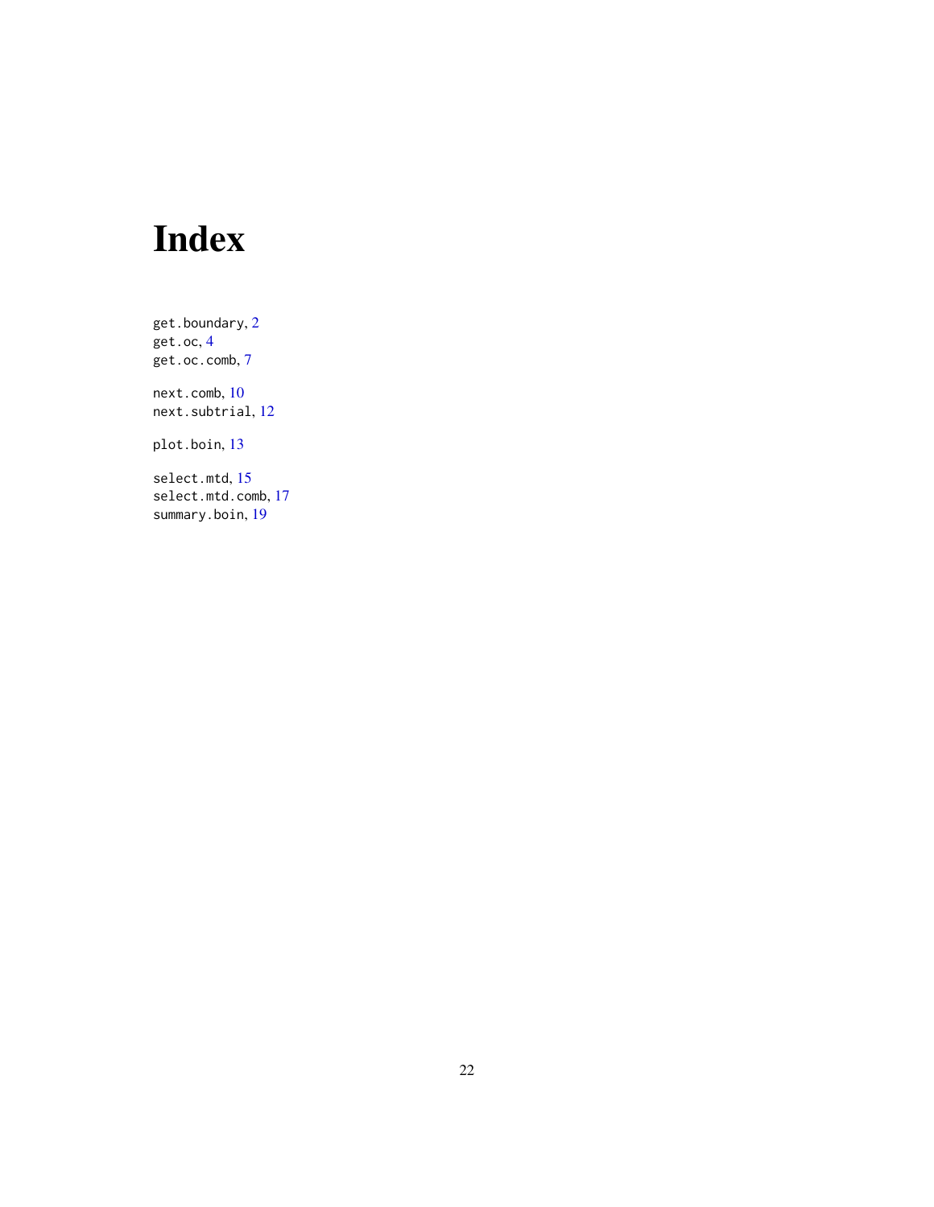# Index

get.boundary, 2
get.oc, 4
get.oc.comb, 7

next.comb, 10
next.subtrial, 12

plot.boin, 13

select.mtd, 15
select.mtd.comb, 17
summary.boin, 19